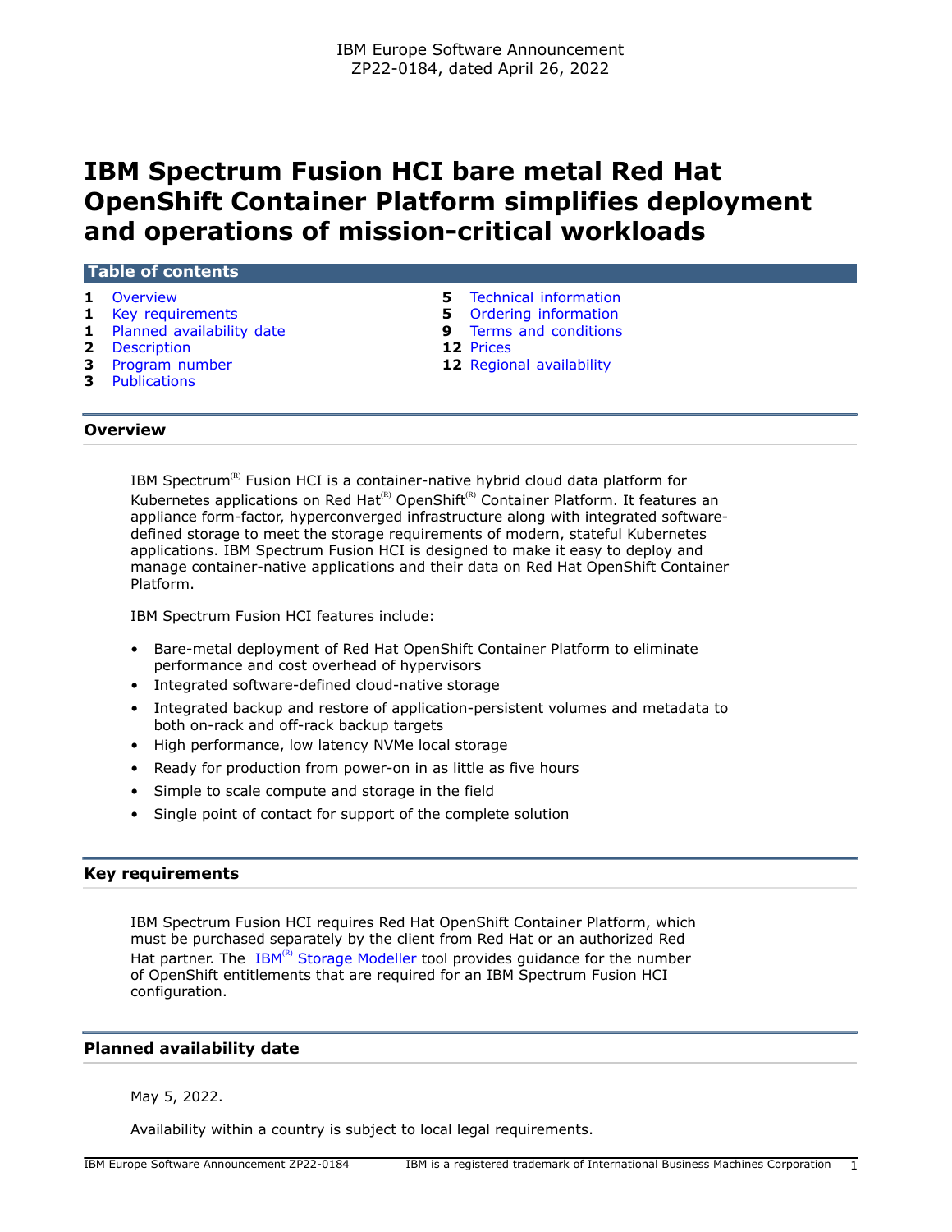IBM Europe Software Announcement
ZP22-0184, dated April 26, 2022

# IBM Spectrum Fusion HCI bare metal Red Hat OpenShift Container Platform simplifies deployment and operations of mission-critical workloads

**Table of contents**

| | | | |
|---|---|---|---|
| **1** | Overview | **5** | Technical information |
| **1** | Key requirements | **5** | Ordering information |
| **1** | Planned availability date | **9** | Terms and conditions |
| **2** | Description | **12** | Prices |
| **3** | Program number | **12** | Regional availability |
| **3** | Publications | | |

## Overview

IBM Spectrum(R) Fusion HCI is a container-native hybrid cloud data platform for Kubernetes applications on Red Hat(R) OpenShift(R) Container Platform. It features an appliance form-factor, hyperconverged infrastructure along with integrated software-defined storage to meet the storage requirements of modern, stateful Kubernetes applications. IBM Spectrum Fusion HCI is designed to make it easy to deploy and manage container-native applications and their data on Red Hat OpenShift Container Platform.

IBM Spectrum Fusion HCI features include:

- Bare-metal deployment of Red Hat OpenShift Container Platform to eliminate performance and cost overhead of hypervisors
- Integrated software-defined cloud-native storage
- Integrated backup and restore of application-persistent volumes and metadata to both on-rack and off-rack backup targets
- High performance, low latency NVMe local storage
- Ready for production from power-on in as little as five hours
- Simple to scale compute and storage in the field
- Single point of contact for support of the complete solution

## Key requirements

IBM Spectrum Fusion HCI requires Red Hat OpenShift Container Platform, which must be purchased separately by the client from Red Hat or an authorized Red Hat partner. The IBM(R) Storage Modeller tool provides guidance for the number of OpenShift entitlements that are required for an IBM Spectrum Fusion HCI configuration.

## Planned availability date

May 5, 2022.

Availability within a country is subject to local legal requirements.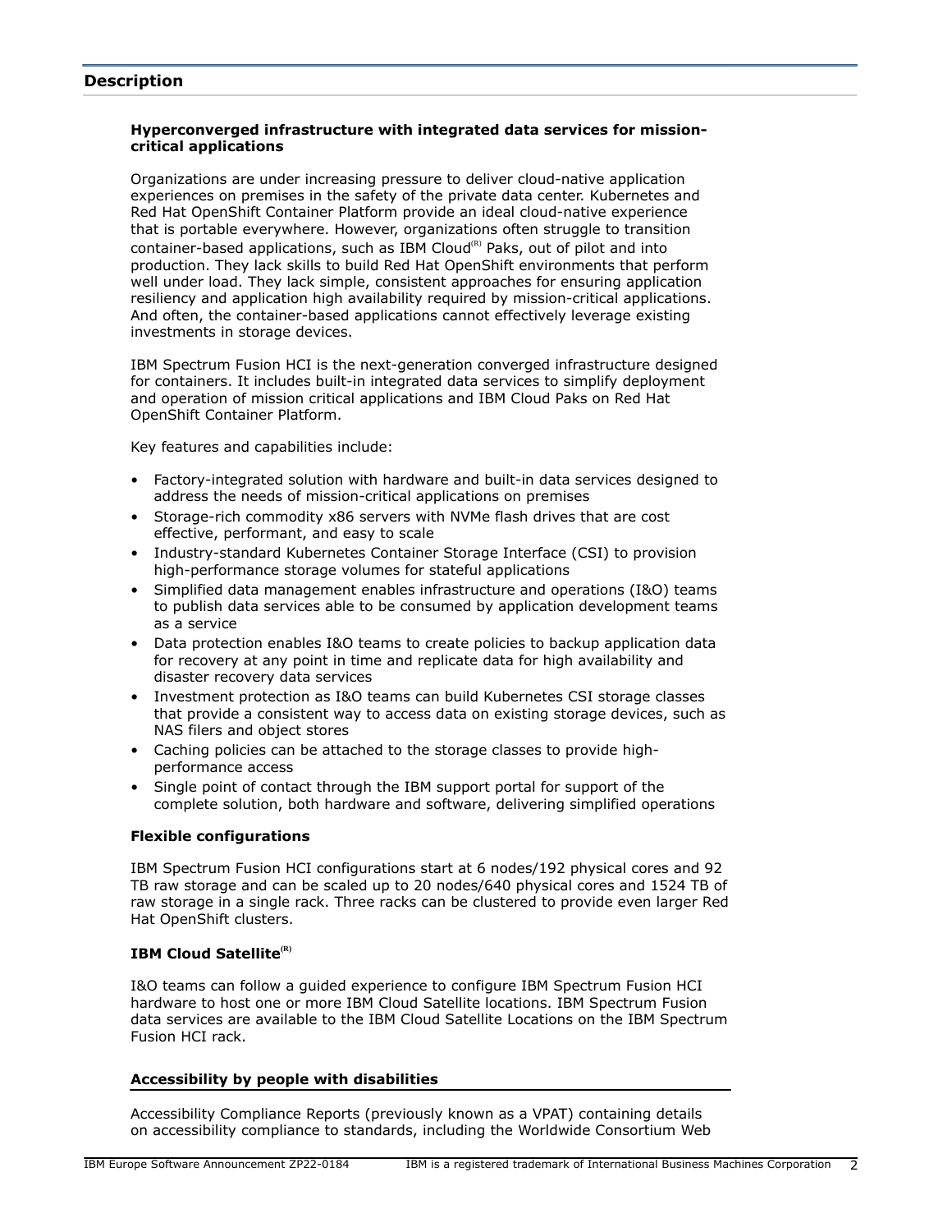## Description

### Hyperconverged infrastructure with integrated data services for mission-critical applications

Organizations are under increasing pressure to deliver cloud-native application experiences on premises in the safety of the private data center. Kubernetes and Red Hat OpenShift Container Platform provide an ideal cloud-native experience that is portable everywhere. However, organizations often struggle to transition container-based applications, such as IBM Cloud(R) Paks, out of pilot and into production. They lack skills to build Red Hat OpenShift environments that perform well under load. They lack simple, consistent approaches for ensuring application resiliency and application high availability required by mission-critical applications. And often, the container-based applications cannot effectively leverage existing investments in storage devices.

IBM Spectrum Fusion HCI is the next-generation converged infrastructure designed for containers. It includes built-in integrated data services to simplify deployment and operation of mission critical applications and IBM Cloud Paks on Red Hat OpenShift Container Platform.

Key features and capabilities include:

- Factory-integrated solution with hardware and built-in data services designed to address the needs of mission-critical applications on premises
- Storage-rich commodity x86 servers with NVMe flash drives that are cost effective, performant, and easy to scale
- Industry-standard Kubernetes Container Storage Interface (CSI) to provision high-performance storage volumes for stateful applications
- Simplified data management enables infrastructure and operations (I&O) teams to publish data services able to be consumed by application development teams as a service
- Data protection enables I&O teams to create policies to backup application data for recovery at any point in time and replicate data for high availability and disaster recovery data services
- Investment protection as I&O teams can build Kubernetes CSI storage classes that provide a consistent way to access data on existing storage devices, such as NAS filers and object stores
- Caching policies can be attached to the storage classes to provide high-performance access
- Single point of contact through the IBM support portal for support of the complete solution, both hardware and software, delivering simplified operations

### Flexible configurations

IBM Spectrum Fusion HCI configurations start at 6 nodes/192 physical cores and 92 TB raw storage and can be scaled up to 20 nodes/640 physical cores and 1524 TB of raw storage in a single rack. Three racks can be clustered to provide even larger Red Hat OpenShift clusters.

### IBM Cloud Satellite(R)

I&O teams can follow a guided experience to configure IBM Spectrum Fusion HCI hardware to host one or more IBM Cloud Satellite locations. IBM Spectrum Fusion data services are available to the IBM Cloud Satellite Locations on the IBM Spectrum Fusion HCI rack.

### Accessibility by people with disabilities

Accessibility Compliance Reports (previously known as a VPAT) containing details on accessibility compliance to standards, including the Worldwide Consortium Web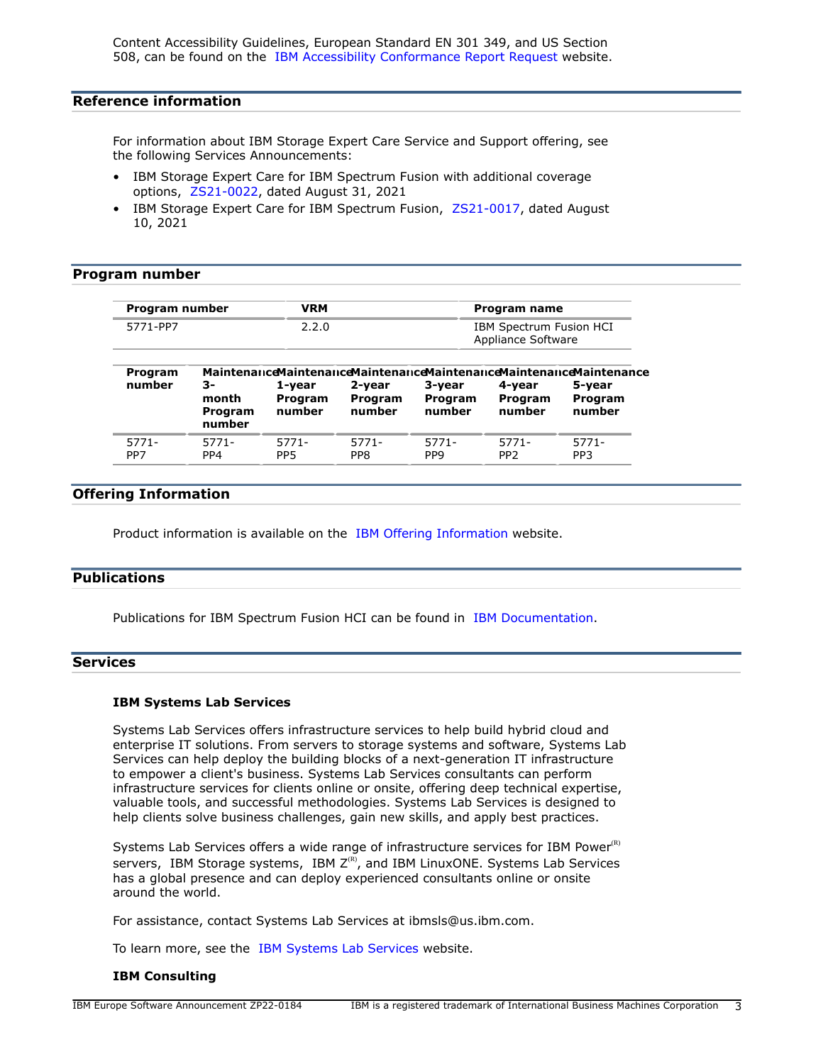Content Accessibility Guidelines, European Standard EN 301 349, and US Section 508, can be found on the IBM Accessibility Conformance Report Request website.

## Reference information

For information about IBM Storage Expert Care Service and Support offering, see the following Services Announcements:

- IBM Storage Expert Care for IBM Spectrum Fusion with additional coverage options, ZS21-0022, dated August 31, 2021
- IBM Storage Expert Care for IBM Spectrum Fusion, ZS21-0017, dated August 10, 2021

## Program number

| Program number | VRM | Program name |
|---|---|---|
| 5771-PP7 | 2.2.0 | IBM Spectrum Fusion HCI Appliance Software |

| Program number | Maintenance 3-month Program number | Maintenance 1-year Program number | Maintenance 2-year Program number | Maintenance 3-year Program number | Maintenance 4-year Program number | Maintenance 5-year Program number |
|---|---|---|---|---|---|---|
| 5771-PP7 | 5771-PP4 | 5771-PP5 | 5771-PP8 | 5771-PP9 | 5771-PP2 | 5771-PP3 |

## Offering Information

Product information is available on the IBM Offering Information website.

## Publications

Publications for IBM Spectrum Fusion HCI can be found in IBM Documentation.

## Services

### IBM Systems Lab Services

Systems Lab Services offers infrastructure services to help build hybrid cloud and enterprise IT solutions. From servers to storage systems and software, Systems Lab Services can help deploy the building blocks of a next-generation IT infrastructure to empower a client's business. Systems Lab Services consultants can perform infrastructure services for clients online or onsite, offering deep technical expertise, valuable tools, and successful methodologies. Systems Lab Services is designed to help clients solve business challenges, gain new skills, and apply best practices.

Systems Lab Services offers a wide range of infrastructure services for IBM Power(R) servers, IBM Storage systems, IBM Z(R), and IBM LinuxONE. Systems Lab Services has a global presence and can deploy experienced consultants online or onsite around the world.

For assistance, contact Systems Lab Services at ibmsls@us.ibm.com.

To learn more, see the IBM Systems Lab Services website.

### IBM Consulting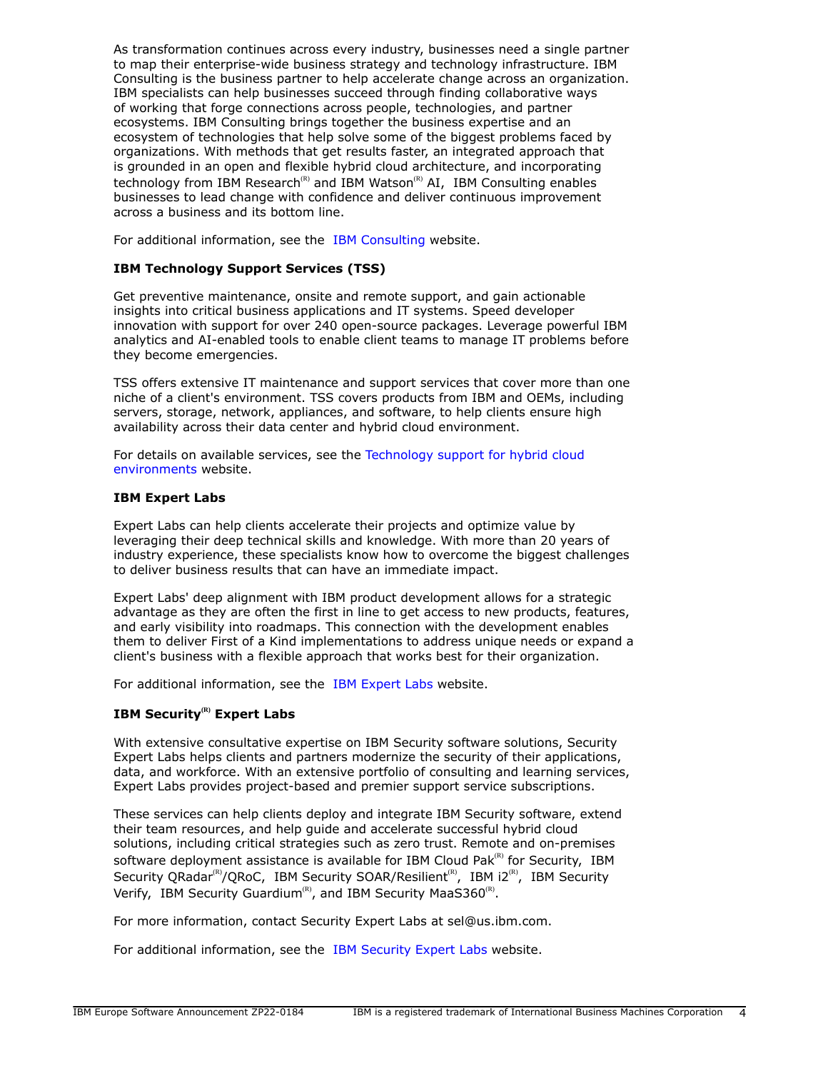As transformation continues across every industry, businesses need a single partner to map their enterprise-wide business strategy and technology infrastructure. IBM Consulting is the business partner to help accelerate change across an organization. IBM specialists can help businesses succeed through finding collaborative ways of working that forge connections across people, technologies, and partner ecosystems. IBM Consulting brings together the business expertise and an ecosystem of technologies that help solve some of the biggest problems faced by organizations. With methods that get results faster, an integrated approach that is grounded in an open and flexible hybrid cloud architecture, and incorporating technology from IBM Research(R) and IBM Watson(R) AI, IBM Consulting enables businesses to lead change with confidence and deliver continuous improvement across a business and its bottom line.

For additional information, see the IBM Consulting website.

### IBM Technology Support Services (TSS)

Get preventive maintenance, onsite and remote support, and gain actionable insights into critical business applications and IT systems. Speed developer innovation with support for over 240 open-source packages. Leverage powerful IBM analytics and AI-enabled tools to enable client teams to manage IT problems before they become emergencies.

TSS offers extensive IT maintenance and support services that cover more than one niche of a client's environment. TSS covers products from IBM and OEMs, including servers, storage, network, appliances, and software, to help clients ensure high availability across their data center and hybrid cloud environment.

For details on available services, see the Technology support for hybrid cloud environments website.

### IBM Expert Labs

Expert Labs can help clients accelerate their projects and optimize value by leveraging their deep technical skills and knowledge. With more than 20 years of industry experience, these specialists know how to overcome the biggest challenges to deliver business results that can have an immediate impact.

Expert Labs' deep alignment with IBM product development allows for a strategic advantage as they are often the first in line to get access to new products, features, and early visibility into roadmaps. This connection with the development enables them to deliver First of a Kind implementations to address unique needs or expand a client's business with a flexible approach that works best for their organization.

For additional information, see the IBM Expert Labs website.

### IBM Security(R) Expert Labs

With extensive consultative expertise on IBM Security software solutions, Security Expert Labs helps clients and partners modernize the security of their applications, data, and workforce. With an extensive portfolio of consulting and learning services, Expert Labs provides project-based and premier support service subscriptions.

These services can help clients deploy and integrate IBM Security software, extend their team resources, and help guide and accelerate successful hybrid cloud solutions, including critical strategies such as zero trust. Remote and on-premises software deployment assistance is available for IBM Cloud Pak(R) for Security, IBM Security QRadar(R)/QRoC, IBM Security SOAR/Resilient(R), IBM i2(R), IBM Security Verify, IBM Security Guardium(R), and IBM Security MaaS360(R).

For more information, contact Security Expert Labs at sel@us.ibm.com.

For additional information, see the IBM Security Expert Labs website.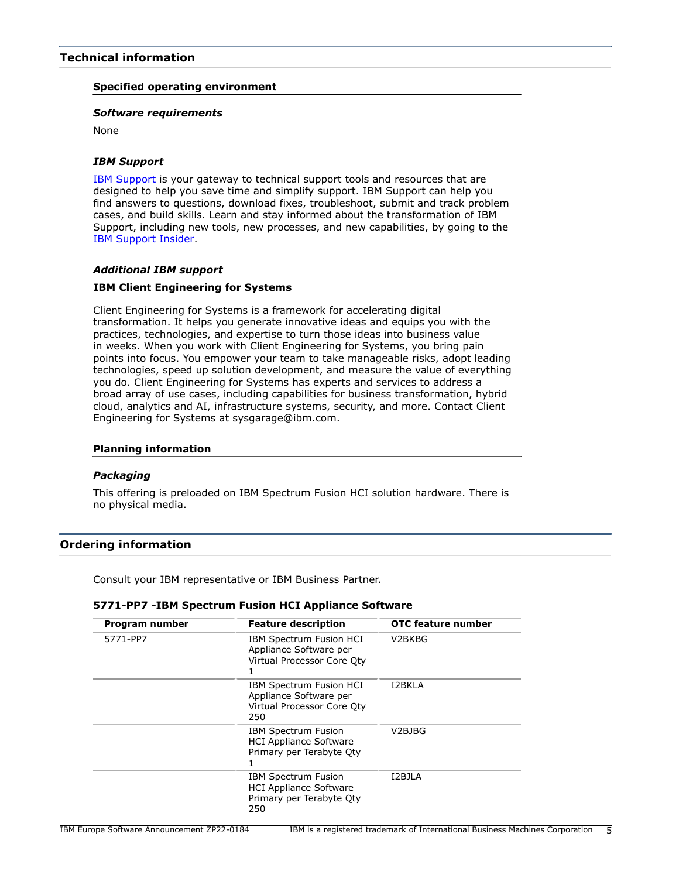## Technical information

### Specified operating environment

#### *Software requirements*

None

#### *IBM Support*

IBM Support is your gateway to technical support tools and resources that are designed to help you save time and simplify support. IBM Support can help you find answers to questions, download fixes, troubleshoot, submit and track problem cases, and build skills. Learn and stay informed about the transformation of IBM Support, including new tools, new processes, and new capabilities, by going to the IBM Support Insider.

#### *Additional IBM support*

**IBM Client Engineering for Systems**

Client Engineering for Systems is a framework for accelerating digital transformation. It helps you generate innovative ideas and equips you with the practices, technologies, and expertise to turn those ideas into business value in weeks. When you work with Client Engineering for Systems, you bring pain points into focus. You empower your team to take manageable risks, adopt leading technologies, speed up solution development, and measure the value of everything you do. Client Engineering for Systems has experts and services to address a broad array of use cases, including capabilities for business transformation, hybrid cloud, analytics and AI, infrastructure systems, security, and more. Contact Client Engineering for Systems at sysgarage@ibm.com.

### Planning information

#### *Packaging*

This offering is preloaded on IBM Spectrum Fusion HCI solution hardware. There is no physical media.

## Ordering information

Consult your IBM representative or IBM Business Partner.

**5771-PP7 -IBM Spectrum Fusion HCI Appliance Software**

| Program number | Feature description | OTC feature number |
|---|---|---|
| 5771-PP7 | IBM Spectrum Fusion HCI Appliance Software per Virtual Processor Core Qty 1 | V2BKBG |
| | IBM Spectrum Fusion HCI Appliance Software per Virtual Processor Core Qty 250 | I2BKLA |
| | IBM Spectrum Fusion HCI Appliance Software Primary per Terabyte Qty 1 | V2BJBG |
| | IBM Spectrum Fusion HCI Appliance Software Primary per Terabyte Qty 250 | I2BJLA |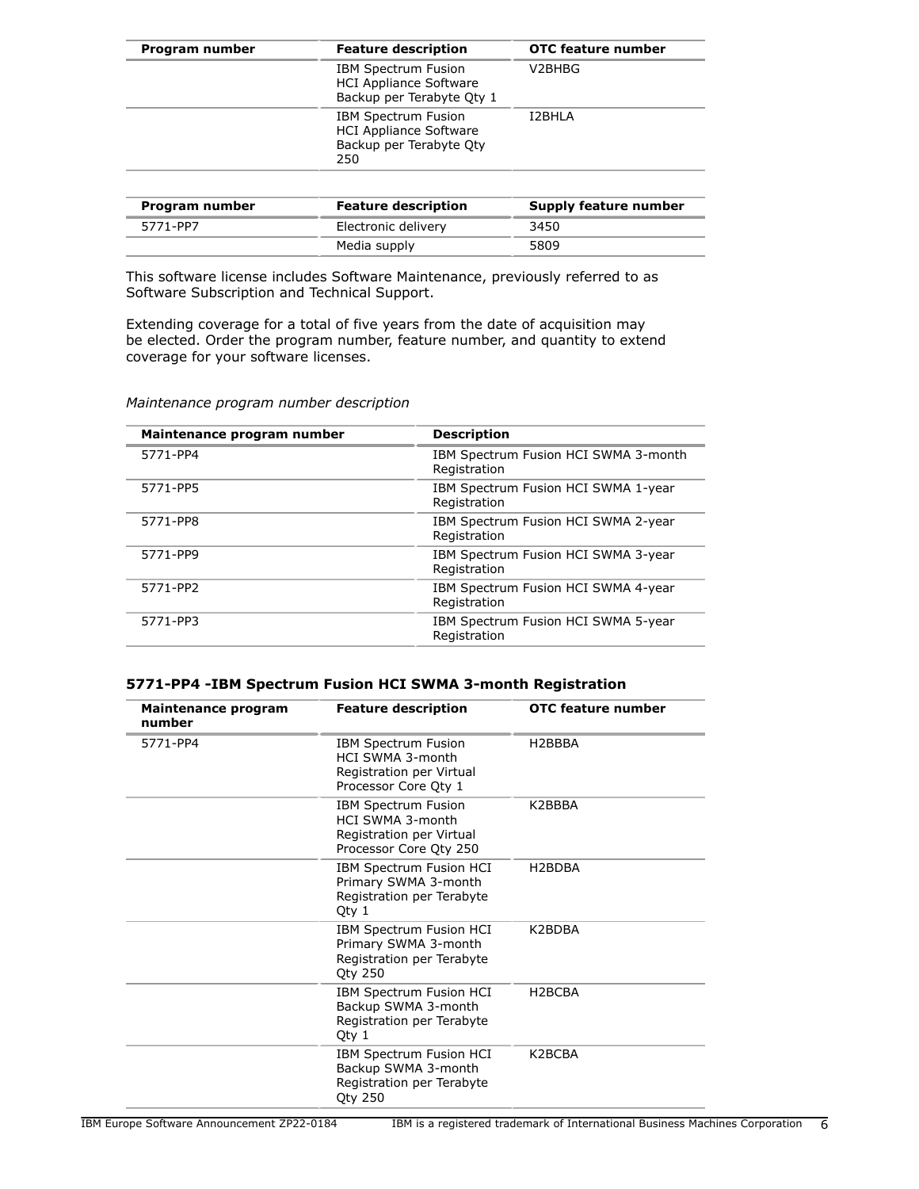| Program number | Feature description | OTC feature number |
| --- | --- | --- |
| | IBM Spectrum Fusion HCI Appliance Software Backup per Terabyte Qty 1 | V2BHBG |
| | IBM Spectrum Fusion HCI Appliance Software Backup per Terabyte Qty 250 | I2BHLA |

| Program number | Feature description | Supply feature number |
| --- | --- | --- |
| 5771-PP7 | Electronic delivery | 3450 |
| | Media supply | 5809 |

This software license includes Software Maintenance, previously referred to as Software Subscription and Technical Support.

Extending coverage for a total of five years from the date of acquisition may be elected. Order the program number, feature number, and quantity to extend coverage for your software licenses.

*Maintenance program number description*

| Maintenance program number | Description |
| --- | --- |
| 5771-PP4 | IBM Spectrum Fusion HCI SWMA 3-month Registration |
| 5771-PP5 | IBM Spectrum Fusion HCI SWMA 1-year Registration |
| 5771-PP8 | IBM Spectrum Fusion HCI SWMA 2-year Registration |
| 5771-PP9 | IBM Spectrum Fusion HCI SWMA 3-year Registration |
| 5771-PP2 | IBM Spectrum Fusion HCI SWMA 4-year Registration |
| 5771-PP3 | IBM Spectrum Fusion HCI SWMA 5-year Registration |

**5771-PP4 -IBM Spectrum Fusion HCI SWMA 3-month Registration**

| Maintenance program number | Feature description | OTC feature number |
| --- | --- | --- |
| 5771-PP4 | IBM Spectrum Fusion HCI SWMA 3-month Registration per Virtual Processor Core Qty 1 | H2BBBA |
| | IBM Spectrum Fusion HCI SWMA 3-month Registration per Virtual Processor Core Qty 250 | K2BBBA |
| | IBM Spectrum Fusion HCI Primary SWMA 3-month Registration per Terabyte Qty 1 | H2BDBA |
| | IBM Spectrum Fusion HCI Primary SWMA 3-month Registration per Terabyte Qty 250 | K2BDBA |
| | IBM Spectrum Fusion HCI Backup SWMA 3-month Registration per Terabyte Qty 1 | H2BCBA |
| | IBM Spectrum Fusion HCI Backup SWMA 3-month Registration per Terabyte Qty 250 | K2BCBA |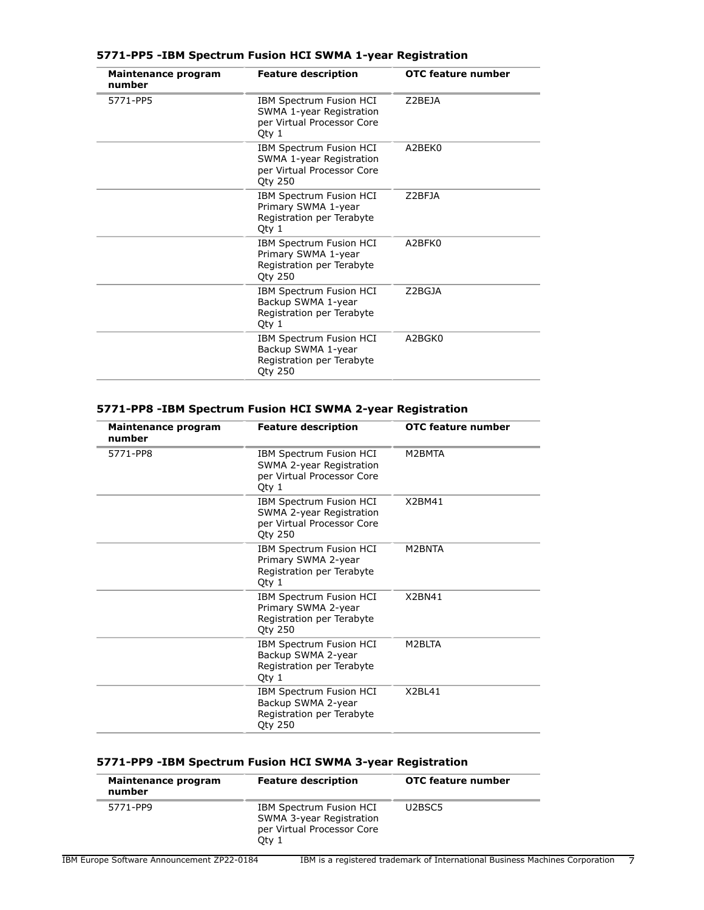### 5771-PP5 -IBM Spectrum Fusion HCI SWMA 1-year Registration

| Maintenance program number | Feature description | OTC feature number |
|---|---|---|
| 5771-PP5 | IBM Spectrum Fusion HCI SWMA 1-year Registration per Virtual Processor Core Qty 1 | Z2BEJA |
| | IBM Spectrum Fusion HCI SWMA 1-year Registration per Virtual Processor Core Qty 250 | A2BEK0 |
| | IBM Spectrum Fusion HCI Primary SWMA 1-year Registration per Terabyte Qty 1 | Z2BFJA |
| | IBM Spectrum Fusion HCI Primary SWMA 1-year Registration per Terabyte Qty 250 | A2BFK0 |
| | IBM Spectrum Fusion HCI Backup SWMA 1-year Registration per Terabyte Qty 1 | Z2BGJA |
| | IBM Spectrum Fusion HCI Backup SWMA 1-year Registration per Terabyte Qty 250 | A2BGK0 |

### 5771-PP8 -IBM Spectrum Fusion HCI SWMA 2-year Registration

| Maintenance program number | Feature description | OTC feature number |
|---|---|---|
| 5771-PP8 | IBM Spectrum Fusion HCI SWMA 2-year Registration per Virtual Processor Core Qty 1 | M2BMTA |
| | IBM Spectrum Fusion HCI SWMA 2-year Registration per Virtual Processor Core Qty 250 | X2BM41 |
| | IBM Spectrum Fusion HCI Primary SWMA 2-year Registration per Terabyte Qty 1 | M2BNTA |
| | IBM Spectrum Fusion HCI Primary SWMA 2-year Registration per Terabyte Qty 250 | X2BN41 |
| | IBM Spectrum Fusion HCI Backup SWMA 2-year Registration per Terabyte Qty 1 | M2BLTA |
| | IBM Spectrum Fusion HCI Backup SWMA 2-year Registration per Terabyte Qty 250 | X2BL41 |

### 5771-PP9 -IBM Spectrum Fusion HCI SWMA 3-year Registration

| Maintenance program number | Feature description | OTC feature number |
|---|---|---|
| 5771-PP9 | IBM Spectrum Fusion HCI SWMA 3-year Registration per Virtual Processor Core Qty 1 | U2BSC5 |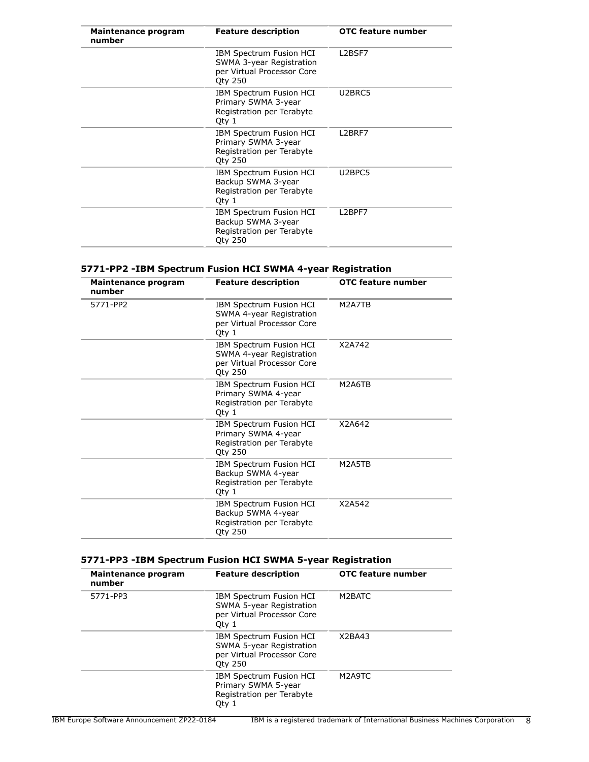| Maintenance program number | Feature description | OTC feature number |
|---|---|---|
| | IBM Spectrum Fusion HCI SWMA 3-year Registration per Virtual Processor Core Qty 250 | L2BSF7 |
| | IBM Spectrum Fusion HCI Primary SWMA 3-year Registration per Terabyte Qty 1 | U2BRC5 |
| | IBM Spectrum Fusion HCI Primary SWMA 3-year Registration per Terabyte Qty 250 | L2BRF7 |
| | IBM Spectrum Fusion HCI Backup SWMA 3-year Registration per Terabyte Qty 1 | U2BPC5 |
| | IBM Spectrum Fusion HCI Backup SWMA 3-year Registration per Terabyte Qty 250 | L2BPF7 |

### 5771-PP2 -IBM Spectrum Fusion HCI SWMA 4-year Registration

| Maintenance program number | Feature description | OTC feature number |
|---|---|---|
| 5771-PP2 | IBM Spectrum Fusion HCI SWMA 4-year Registration per Virtual Processor Core Qty 1 | M2A7TB |
| | IBM Spectrum Fusion HCI SWMA 4-year Registration per Virtual Processor Core Qty 250 | X2A742 |
| | IBM Spectrum Fusion HCI Primary SWMA 4-year Registration per Terabyte Qty 1 | M2A6TB |
| | IBM Spectrum Fusion HCI Primary SWMA 4-year Registration per Terabyte Qty 250 | X2A642 |
| | IBM Spectrum Fusion HCI Backup SWMA 4-year Registration per Terabyte Qty 1 | M2A5TB |
| | IBM Spectrum Fusion HCI Backup SWMA 4-year Registration per Terabyte Qty 250 | X2A542 |

### 5771-PP3 -IBM Spectrum Fusion HCI SWMA 5-year Registration

| Maintenance program number | Feature description | OTC feature number |
|---|---|---|
| 5771-PP3 | IBM Spectrum Fusion HCI SWMA 5-year Registration per Virtual Processor Core Qty 1 | M2BATC |
| | IBM Spectrum Fusion HCI SWMA 5-year Registration per Virtual Processor Core Qty 250 | X2BA43 |
| | IBM Spectrum Fusion HCI Primary SWMA 5-year Registration per Terabyte Qty 1 | M2A9TC |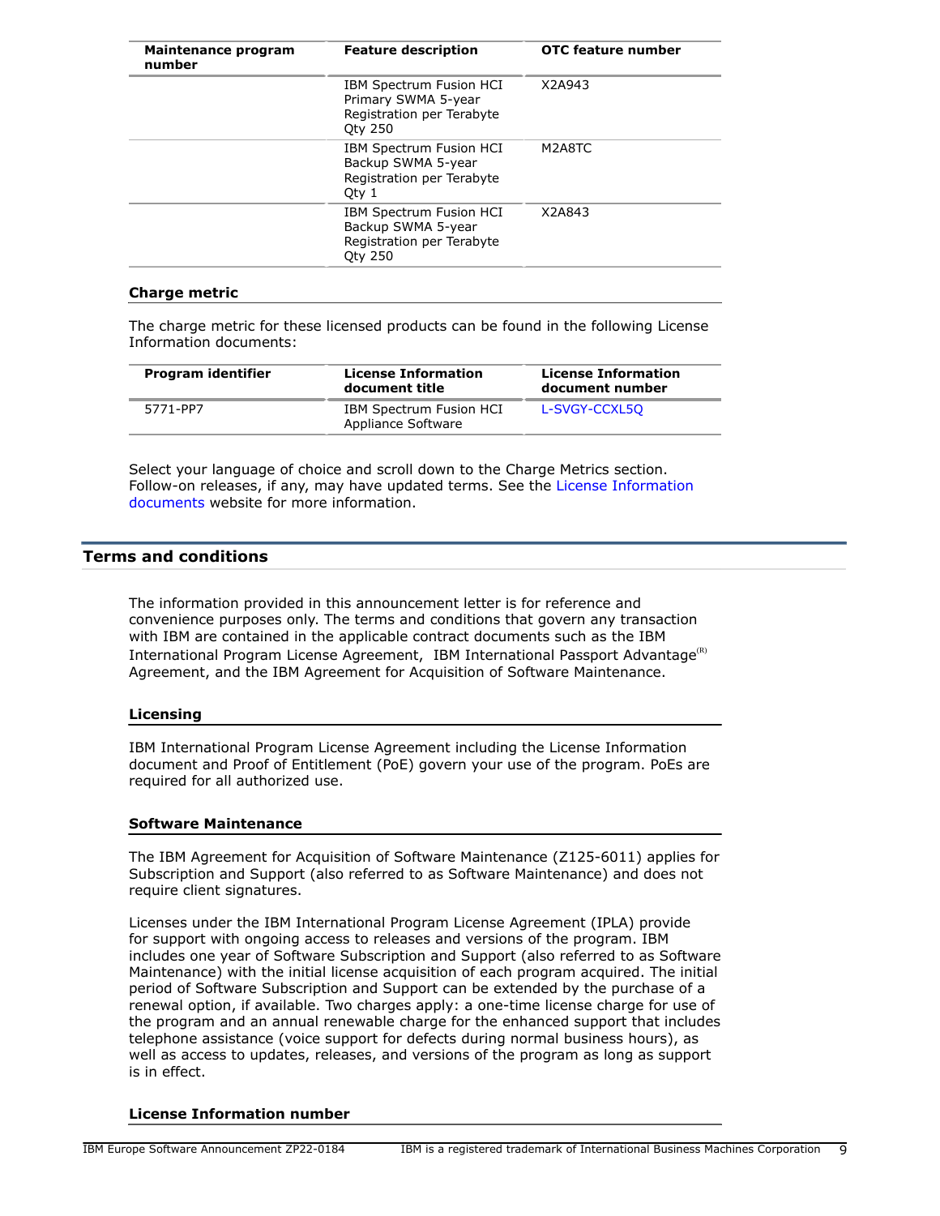| Maintenance program number | Feature description | OTC feature number |
|---|---|---|
| | IBM Spectrum Fusion HCI Primary SWMA 5-year Registration per Terabyte Qty 250 | X2A943 |
| | IBM Spectrum Fusion HCI Backup SWMA 5-year Registration per Terabyte Qty 1 | M2A8TC |
| | IBM Spectrum Fusion HCI Backup SWMA 5-year Registration per Terabyte Qty 250 | X2A843 |

### Charge metric

The charge metric for these licensed products can be found in the following License Information documents:

| Program identifier | License Information document title | License Information document number |
|---|---|---|
| 5771-PP7 | IBM Spectrum Fusion HCI Appliance Software | L-SVGY-CCXL5Q |

Select your language of choice and scroll down to the Charge Metrics section. Follow-on releases, if any, may have updated terms. See the License Information documents website for more information.

## Terms and conditions

The information provided in this announcement letter is for reference and convenience purposes only. The terms and conditions that govern any transaction with IBM are contained in the applicable contract documents such as the IBM International Program License Agreement, IBM International Passport Advantage(R) Agreement, and the IBM Agreement for Acquisition of Software Maintenance.

### Licensing

IBM International Program License Agreement including the License Information document and Proof of Entitlement (PoE) govern your use of the program. PoEs are required for all authorized use.

### Software Maintenance

The IBM Agreement for Acquisition of Software Maintenance (Z125-6011) applies for Subscription and Support (also referred to as Software Maintenance) and does not require client signatures.

Licenses under the IBM International Program License Agreement (IPLA) provide for support with ongoing access to releases and versions of the program. IBM includes one year of Software Subscription and Support (also referred to as Software Maintenance) with the initial license acquisition of each program acquired. The initial period of Software Subscription and Support can be extended by the purchase of a renewal option, if available. Two charges apply: a one-time license charge for use of the program and an annual renewable charge for the enhanced support that includes telephone assistance (voice support for defects during normal business hours), as well as access to updates, releases, and versions of the program as long as support is in effect.

### License Information number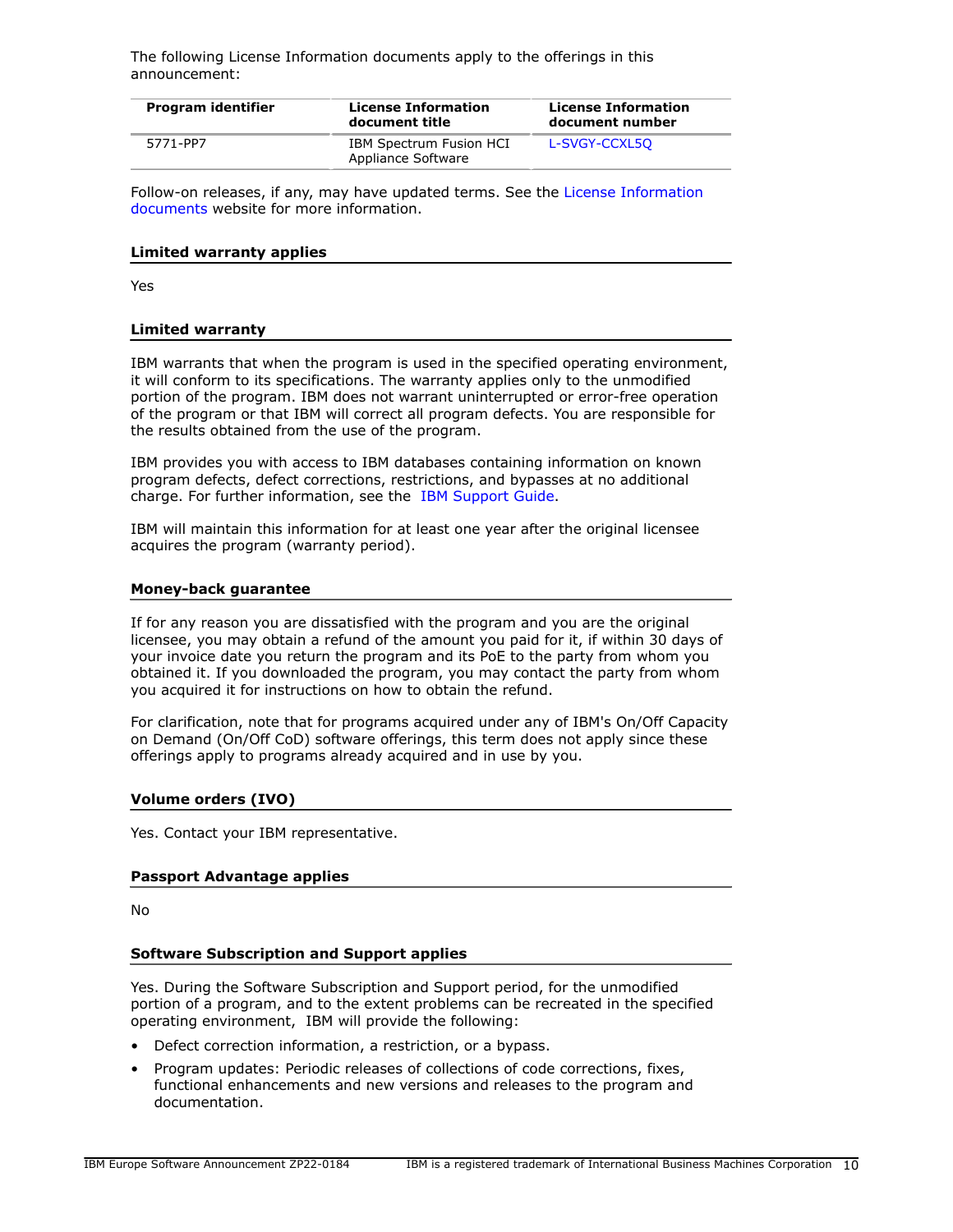The following License Information documents apply to the offerings in this announcement:

| Program identifier | License Information document title | License Information document number |
| --- | --- | --- |
| 5771-PP7 | IBM Spectrum Fusion HCI Appliance Software | L-SVGY-CCXL5Q |

Follow-on releases, if any, may have updated terms. See the License Information documents website for more information.

### Limited warranty applies

Yes

### Limited warranty

IBM warrants that when the program is used in the specified operating environment, it will conform to its specifications. The warranty applies only to the unmodified portion of the program. IBM does not warrant uninterrupted or error-free operation of the program or that IBM will correct all program defects. You are responsible for the results obtained from the use of the program.

IBM provides you with access to IBM databases containing information on known program defects, defect corrections, restrictions, and bypasses at no additional charge. For further information, see the IBM Support Guide.

IBM will maintain this information for at least one year after the original licensee acquires the program (warranty period).

### Money-back guarantee

If for any reason you are dissatisfied with the program and you are the original licensee, you may obtain a refund of the amount you paid for it, if within 30 days of your invoice date you return the program and its PoE to the party from whom you obtained it. If you downloaded the program, you may contact the party from whom you acquired it for instructions on how to obtain the refund.

For clarification, note that for programs acquired under any of IBM's On/Off Capacity on Demand (On/Off CoD) software offerings, this term does not apply since these offerings apply to programs already acquired and in use by you.

### Volume orders (IVO)

Yes. Contact your IBM representative.

### Passport Advantage applies

No

### Software Subscription and Support applies

Yes. During the Software Subscription and Support period, for the unmodified portion of a program, and to the extent problems can be recreated in the specified operating environment, IBM will provide the following:

- Defect correction information, a restriction, or a bypass.
- Program updates: Periodic releases of collections of code corrections, fixes, functional enhancements and new versions and releases to the program and documentation.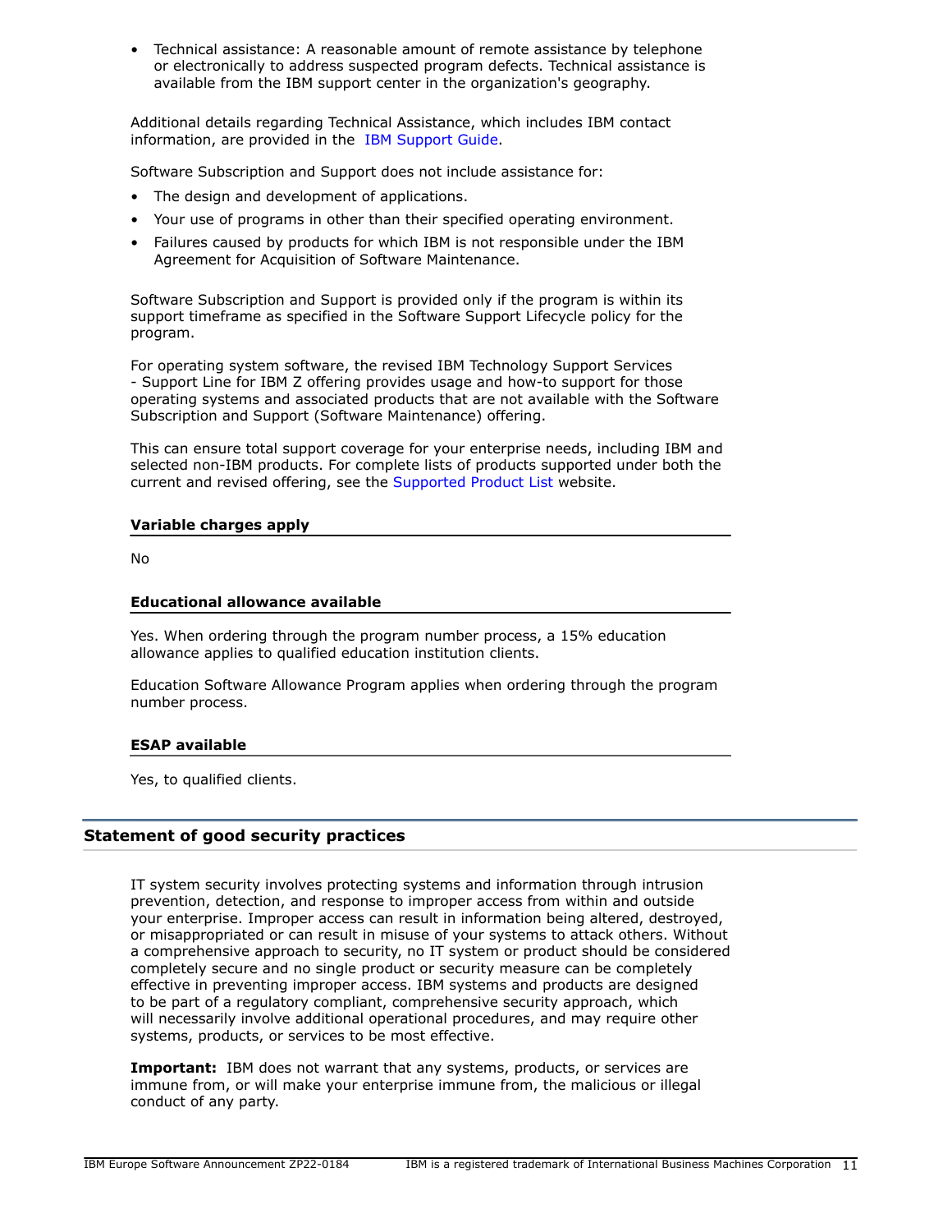- Technical assistance: A reasonable amount of remote assistance by telephone or electronically to address suspected program defects. Technical assistance is available from the IBM support center in the organization's geography.

Additional details regarding Technical Assistance, which includes IBM contact information, are provided in the IBM Support Guide.

Software Subscription and Support does not include assistance for:

- The design and development of applications.
- Your use of programs in other than their specified operating environment.
- Failures caused by products for which IBM is not responsible under the IBM Agreement for Acquisition of Software Maintenance.

Software Subscription and Support is provided only if the program is within its support timeframe as specified in the Software Support Lifecycle policy for the program.

For operating system software, the revised IBM Technology Support Services - Support Line for IBM Z offering provides usage and how-to support for those operating systems and associated products that are not available with the Software Subscription and Support (Software Maintenance) offering.

This can ensure total support coverage for your enterprise needs, including IBM and selected non-IBM products. For complete lists of products supported under both the current and revised offering, see the Supported Product List website.

#### Variable charges apply

No

#### Educational allowance available

Yes. When ordering through the program number process, a 15% education allowance applies to qualified education institution clients.

Education Software Allowance Program applies when ordering through the program number process.

#### ESAP available

Yes, to qualified clients.

## Statement of good security practices

IT system security involves protecting systems and information through intrusion prevention, detection, and response to improper access from within and outside your enterprise. Improper access can result in information being altered, destroyed, or misappropriated or can result in misuse of your systems to attack others. Without a comprehensive approach to security, no IT system or product should be considered completely secure and no single product or security measure can be completely effective in preventing improper access. IBM systems and products are designed to be part of a regulatory compliant, comprehensive security approach, which will necessarily involve additional operational procedures, and may require other systems, products, or services to be most effective.

**Important:** IBM does not warrant that any systems, products, or services are immune from, or will make your enterprise immune from, the malicious or illegal conduct of any party.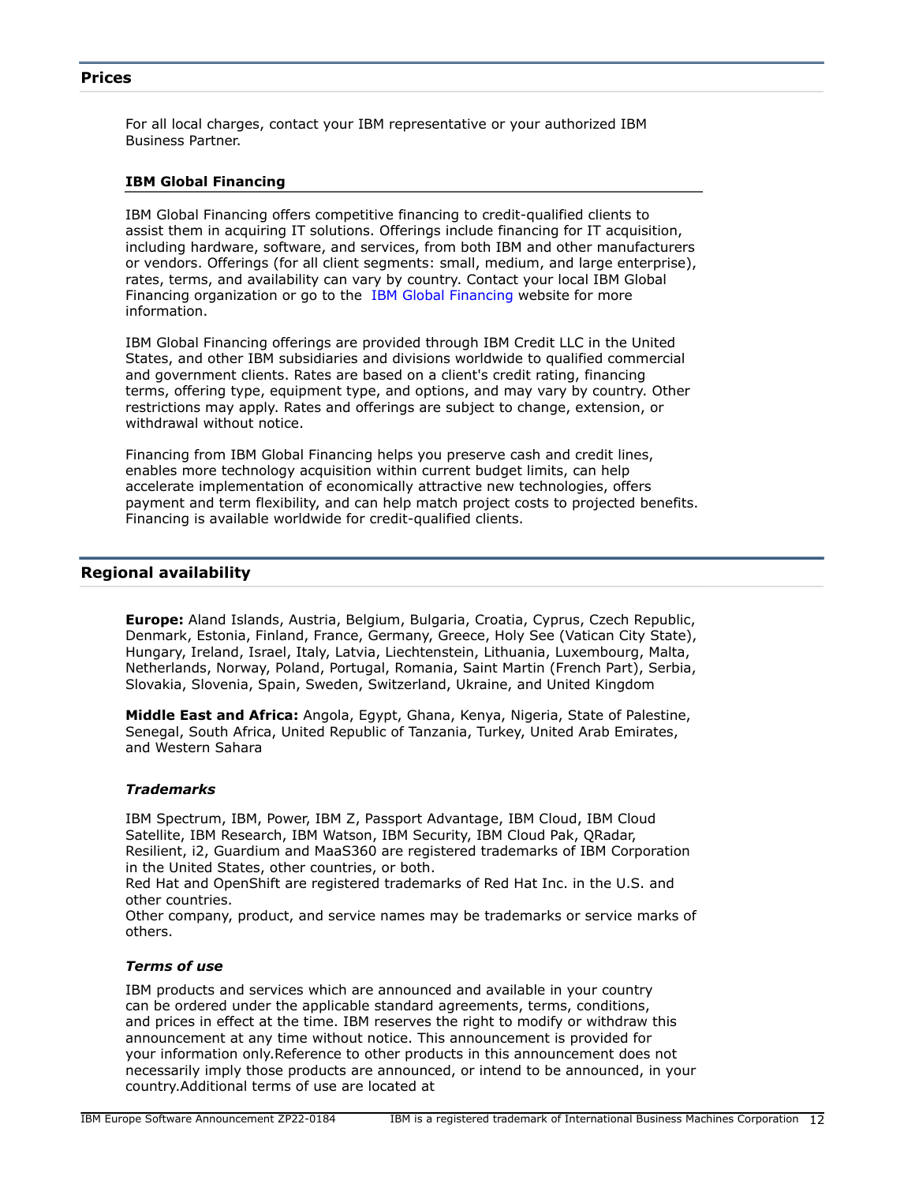## Prices

For all local charges, contact your IBM representative or your authorized IBM Business Partner.

### IBM Global Financing

IBM Global Financing offers competitive financing to credit-qualified clients to assist them in acquiring IT solutions. Offerings include financing for IT acquisition, including hardware, software, and services, from both IBM and other manufacturers or vendors. Offerings (for all client segments: small, medium, and large enterprise), rates, terms, and availability can vary by country. Contact your local IBM Global Financing organization or go to the IBM Global Financing website for more information.

IBM Global Financing offerings are provided through IBM Credit LLC in the United States, and other IBM subsidiaries and divisions worldwide to qualified commercial and government clients. Rates are based on a client's credit rating, financing terms, offering type, equipment type, and options, and may vary by country. Other restrictions may apply. Rates and offerings are subject to change, extension, or withdrawal without notice.

Financing from IBM Global Financing helps you preserve cash and credit lines, enables more technology acquisition within current budget limits, can help accelerate implementation of economically attractive new technologies, offers payment and term flexibility, and can help match project costs to projected benefits. Financing is available worldwide for credit-qualified clients.

## Regional availability

**Europe:** Aland Islands, Austria, Belgium, Bulgaria, Croatia, Cyprus, Czech Republic, Denmark, Estonia, Finland, France, Germany, Greece, Holy See (Vatican City State), Hungary, Ireland, Israel, Italy, Latvia, Liechtenstein, Lithuania, Luxembourg, Malta, Netherlands, Norway, Poland, Portugal, Romania, Saint Martin (French Part), Serbia, Slovakia, Slovenia, Spain, Sweden, Switzerland, Ukraine, and United Kingdom

**Middle East and Africa:** Angola, Egypt, Ghana, Kenya, Nigeria, State of Palestine, Senegal, South Africa, United Republic of Tanzania, Turkey, United Arab Emirates, and Western Sahara

### *Trademarks*

IBM Spectrum, IBM, Power, IBM Z, Passport Advantage, IBM Cloud, IBM Cloud Satellite, IBM Research, IBM Watson, IBM Security, IBM Cloud Pak, QRadar, Resilient, i2, Guardium and MaaS360 are registered trademarks of IBM Corporation in the United States, other countries, or both.
Red Hat and OpenShift are registered trademarks of Red Hat Inc. in the U.S. and other countries.
Other company, product, and service names may be trademarks or service marks of others.

### *Terms of use*

IBM products and services which are announced and available in your country can be ordered under the applicable standard agreements, terms, conditions, and prices in effect at the time. IBM reserves the right to modify or withdraw this announcement at any time without notice. This announcement is provided for your information only.Reference to other products in this announcement does not necessarily imply those products are announced, or intend to be announced, in your country.Additional terms of use are located at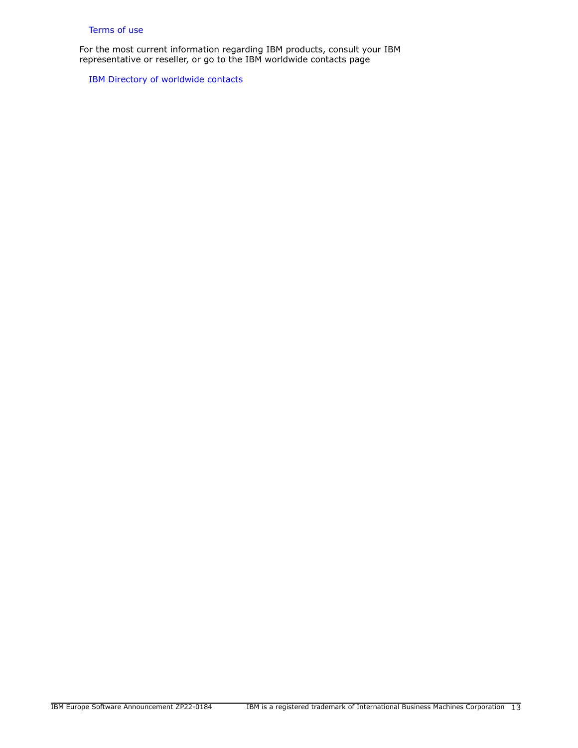Terms of use

For the most current information regarding IBM products, consult your IBM representative or reseller, or go to the IBM worldwide contacts page

IBM Directory of worldwide contacts